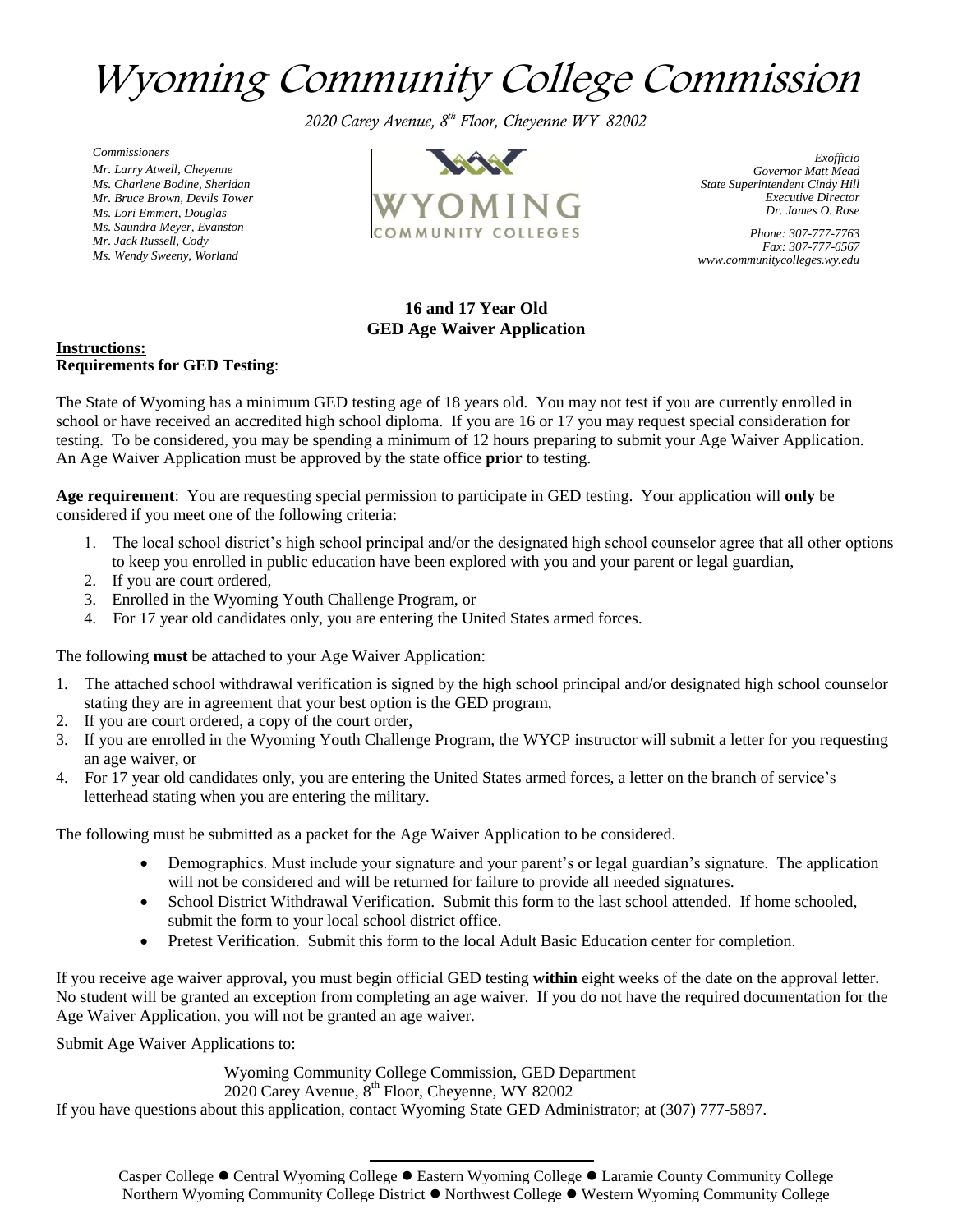# Wyoming Community College Commission

*2020 Carey Avenue, 8th Floor, Cheyenne WY 82002*

*Commissioners*
*Mr. Larry Atwell, Cheyenne*
*Ms. Charlene Bodine, Sheridan*
*Mr. Bruce Brown, Devils Tower*
*Ms. Lori Emmert, Douglas*
*Ms. Saundra Meyer, Evanston*
*Mr. Jack Russell, Cody*
*Ms. Wendy Sweeny, Worland*

WYOMING COMMUNITY COLLEGES

*Exofficio*
*Governor Matt Mead*
*State Superintendent Cindy Hill*
*Executive Director*
*Dr. James O. Rose*

*Phone: 307-777-7763*
*Fax: 307-777-6567*
*www.communitycolleges.wy.edu*

## 16 and 17 Year Old GED Age Waiver Application

**Instructions:**
**Requirements for GED Testing**:

The State of Wyoming has a minimum GED testing age of 18 years old. You may not test if you are currently enrolled in school or have received an accredited high school diploma. If you are 16 or 17 you may request special consideration for testing. To be considered, you may be spending a minimum of 12 hours preparing to submit your Age Waiver Application. An Age Waiver Application must be approved by the state office **prior** to testing.

**Age requirement**: You are requesting special permission to participate in GED testing. Your application will **only** be considered if you meet one of the following criteria:

1. The local school district's high school principal and/or the designated high school counselor agree that all other options to keep you enrolled in public education have been explored with you and your parent or legal guardian,
2. If you are court ordered,
3. Enrolled in the Wyoming Youth Challenge Program, or
4. For 17 year old candidates only, you are entering the United States armed forces.

The following **must** be attached to your Age Waiver Application:

1. The attached school withdrawal verification is signed by the high school principal and/or designated high school counselor stating they are in agreement that your best option is the GED program,
2. If you are court ordered, a copy of the court order,
3. If you are enrolled in the Wyoming Youth Challenge Program, the WYCP instructor will submit a letter for you requesting an age waiver, or
4. For 17 year old candidates only, you are entering the United States armed forces, a letter on the branch of service's letterhead stating when you are entering the military.

The following must be submitted as a packet for the Age Waiver Application to be considered.

- Demographics. Must include your signature and your parent's or legal guardian's signature. The application will not be considered and will be returned for failure to provide all needed signatures.
- School District Withdrawal Verification. Submit this form to the last school attended. If home schooled, submit the form to your local school district office.
- Pretest Verification. Submit this form to the local Adult Basic Education center for completion.

If you receive age waiver approval, you must begin official GED testing **within** eight weeks of the date on the approval letter. No student will be granted an exception from completing an age waiver. If you do not have the required documentation for the Age Waiver Application, you will not be granted an age waiver.

Submit Age Waiver Applications to:

Wyoming Community College Commission, GED Department
2020 Carey Avenue, 8th Floor, Cheyenne, WY 82002

If you have questions about this application, contact Wyoming State GED Administrator; at (307) 777-5897.

Casper College ● Central Wyoming College ● Eastern Wyoming College ● Laramie County Community College
Northern Wyoming Community College District ● Northwest College ● Western Wyoming Community College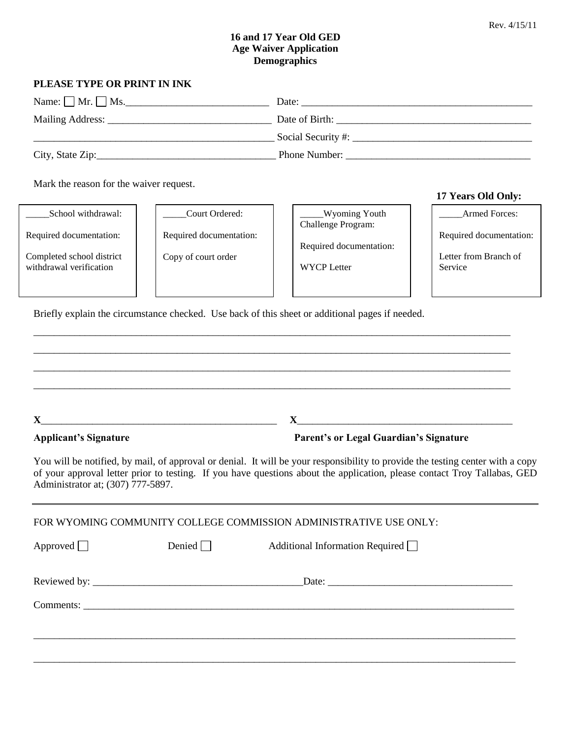Rev. 4/15/11

**16 and 17 Year Old GED**
**Age Waiver Application**
**Demographics**

**PLEASE TYPE OR PRINT IN INK**

Name: ☐ Mr. ☐ Ms.____________________________ Date: _____________________________________________

Mailing Address: _______________________________ Date of Birth: _____________________________________

_______________________________________________ Social Security #: __________________________________

City, State Zip:__________________________________ Phone Number: ___________________________________

Mark the reason for the waiver request.

| _____School withdrawal: | _____Court Ordered: | _____Wyoming Youth Challenge Program: | **17 Years Old Only:** _____Armed Forces: |
|---|---|---|---|
| Required documentation: | Required documentation: | Required documentation: | Required documentation: |
| Completed school district withdrawal verification | Copy of court order | WYCP Letter | Letter from Branch of Service |

Briefly explain the circumstance checked. Use back of this sheet or additional pages if needed.

_____________________________________________________________________________________________

_____________________________________________________________________________________________

_____________________________________________________________________________________________

_____________________________________________________________________________________________

**X**_____________________________________________ **X**_________________________________________

**Applicant's Signature** **Parent's or Legal Guardian's Signature**

You will be notified, by mail, of approval or denial. It will be your responsibility to provide the testing center with a copy of your approval letter prior to testing. If you have questions about the application, please contact Troy Tallabas, GED Administrator at; (307) 777-5897.

---

FOR WYOMING COMMUNITY COLLEGE COMMISSION ADMINISTRATIVE USE ONLY:

Approved ☐ Denied ☐ Additional Information Required ☐

Reviewed by: ________________________________________Date: ___________________________________

Comments: ___________________________________________________________________________________

_____________________________________________________________________________________________

_____________________________________________________________________________________________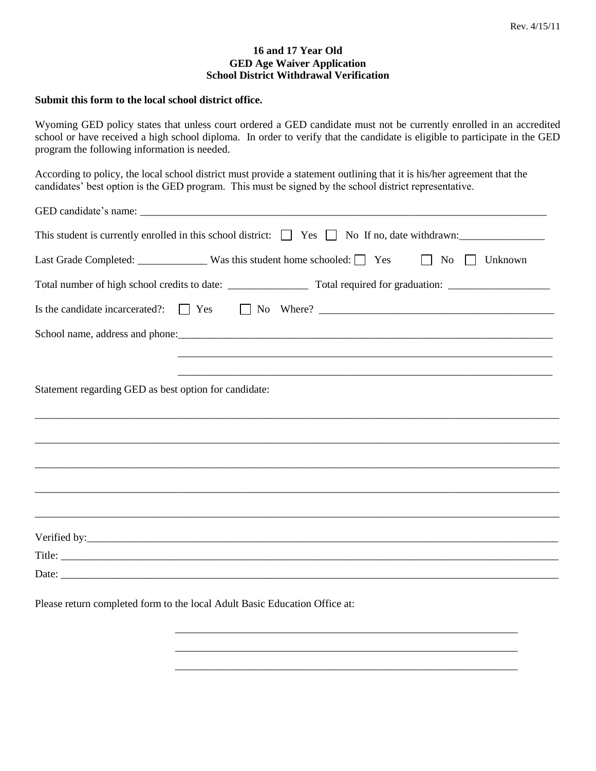Rev. 4/15/11

**16 and 17 Year Old**
**GED Age Waiver Application**
**School District Withdrawal Verification**

**Submit this form to the local school district office.**

Wyoming GED policy states that unless court ordered a GED candidate must not be currently enrolled in an accredited school or have received a high school diploma. In order to verify that the candidate is eligible to participate in the GED program the following information is needed.

According to policy, the local school district must provide a statement outlining that it is his/her agreement that the candidates' best option is the GED program. This must be signed by the school district representative.

GED candidate's name: ______________________________________________

This student is currently enrolled in this school district: ☐ Yes ☐ No If no, date withdrawn:________________

Last Grade Completed: _____________ Was this student home schooled: ☐ Yes ☐ No ☐ Unknown

Total number of high school credits to date: _______________ Total required for graduation: ___________________

Is the candidate incarcerated?: ☐ Yes ☐ No Where? _____________________________________________

School name, address and phone:_____________________________________________

_____________________________________________

_____________________________________________

Statement regarding GED as best option for candidate:

_____________________________________________

_____________________________________________

_____________________________________________

_____________________________________________

_____________________________________________

Verified by:_____________________________________________

Title: _____________________________________________

Date: _____________________________________________

Please return completed form to the local Adult Basic Education Office at:

_____________________________________________

_____________________________________________

_____________________________________________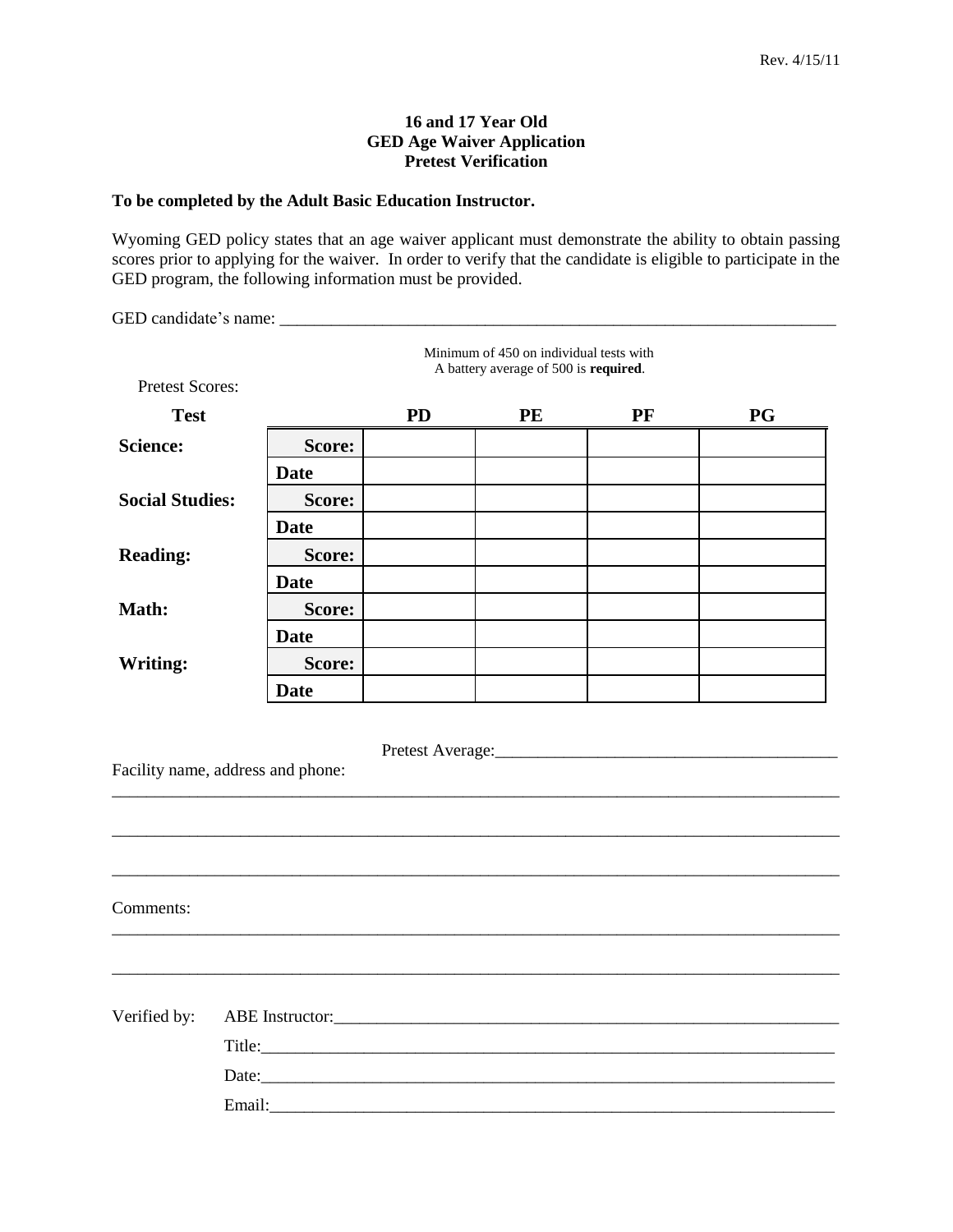Rev. 4/15/11

**16 and 17 Year Old**
**GED Age Waiver Application**
**Pretest Verification**

**To be completed by the Adult Basic Education Instructor.**

Wyoming GED policy states that an age waiver applicant must demonstrate the ability to obtain passing scores prior to applying for the waiver. In order to verify that the candidate is eligible to participate in the GED program, the following information must be provided.

GED candidate's name: ____________________________________________________________________

Minimum of 450 on individual tests with
A battery average of 500 is **required**.

Pretest Scores:

| **Test** | | **PD** | **PE** | **PF** | **PG** |
|---|---|---|---|---|---|
| **Science:** | **Score:** | | | | |
| | **Date** | | | | |
| **Social Studies:** | **Score:** | | | | |
| | **Date** | | | | |
| **Reading:** | **Score:** | | | | |
| | **Date** | | | | |
| **Math:** | **Score:** | | | | |
| | **Date** | | | | |
| **Writing:** | **Score:** | | | | |
| | **Date** | | | | |

Pretest Average:________________________________________

Facility name, address and phone:
____________________________________________________________________________________

____________________________________________________________________________________

____________________________________________________________________________________

Comments:
____________________________________________________________________________________

____________________________________________________________________________________

Verified by: ABE Instructor:_____________________________________________________________

Title:_______________________________________________________________________

Date:_______________________________________________________________________

Email:______________________________________________________________________